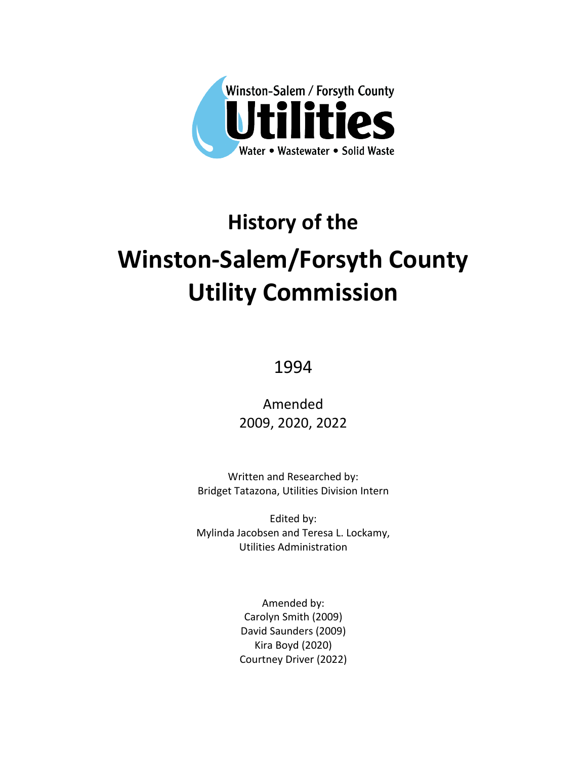Winston-Salem / Forsyth County

Utilities

Water • Wastewater • Solid Waste

# History of the

# Winston-Salem/Forsyth County Utility Commission

1994

Amended
2009, 2020, 2022

Written and Researched by:
Bridget Tatazona, Utilities Division Intern

Edited by:
Mylinda Jacobsen and Teresa L. Lockamy,
Utilities Administration

Amended by:
Carolyn Smith (2009)
David Saunders (2009)
Kira Boyd (2020)
Courtney Driver (2022)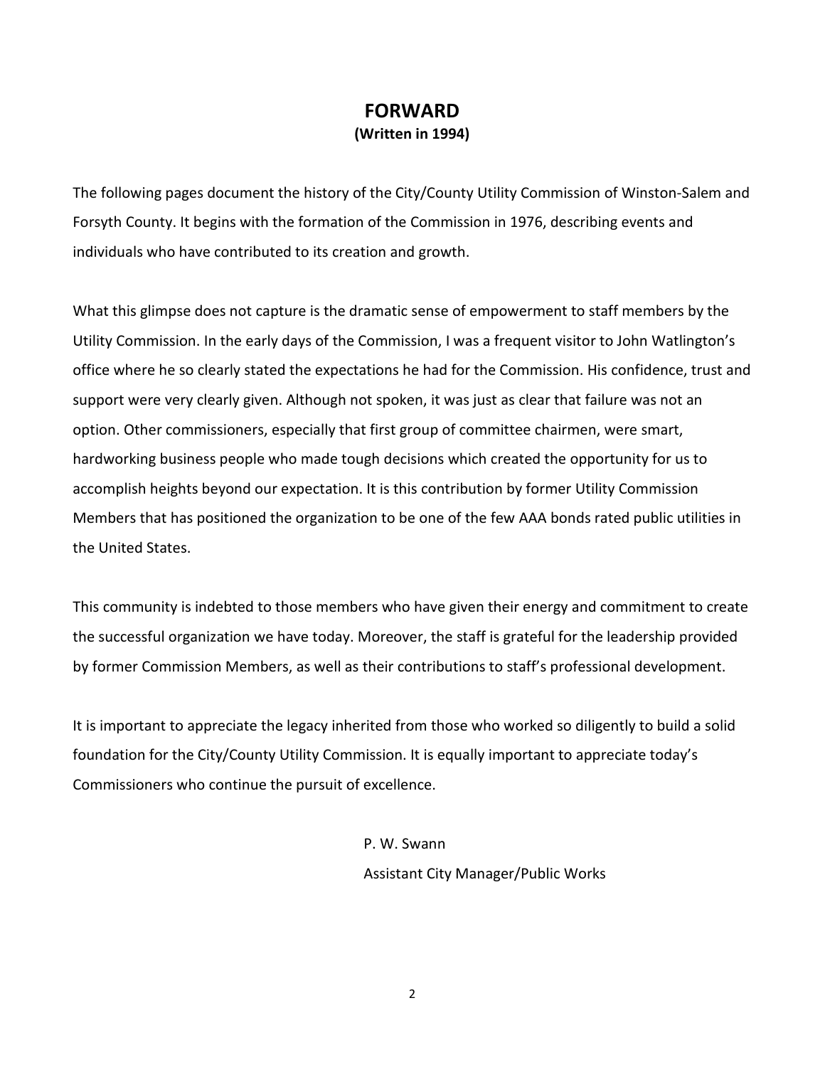# FORWARD

**(Written in 1994)**

The following pages document the history of the City/County Utility Commission of Winston-Salem and Forsyth County. It begins with the formation of the Commission in 1976, describing events and individuals who have contributed to its creation and growth.

What this glimpse does not capture is the dramatic sense of empowerment to staff members by the Utility Commission. In the early days of the Commission, I was a frequent visitor to John Watlington's office where he so clearly stated the expectations he had for the Commission. His confidence, trust and support were very clearly given. Although not spoken, it was just as clear that failure was not an option. Other commissioners, especially that first group of committee chairmen, were smart, hardworking business people who made tough decisions which created the opportunity for us to accomplish heights beyond our expectation. It is this contribution by former Utility Commission Members that has positioned the organization to be one of the few AAA bonds rated public utilities in the United States.

This community is indebted to those members who have given their energy and commitment to create the successful organization we have today. Moreover, the staff is grateful for the leadership provided by former Commission Members, as well as their contributions to staff's professional development.

It is important to appreciate the legacy inherited from those who worked so diligently to build a solid foundation for the City/County Utility Commission. It is equally important to appreciate today's Commissioners who continue the pursuit of excellence.

P. W. Swann
Assistant City Manager/Public Works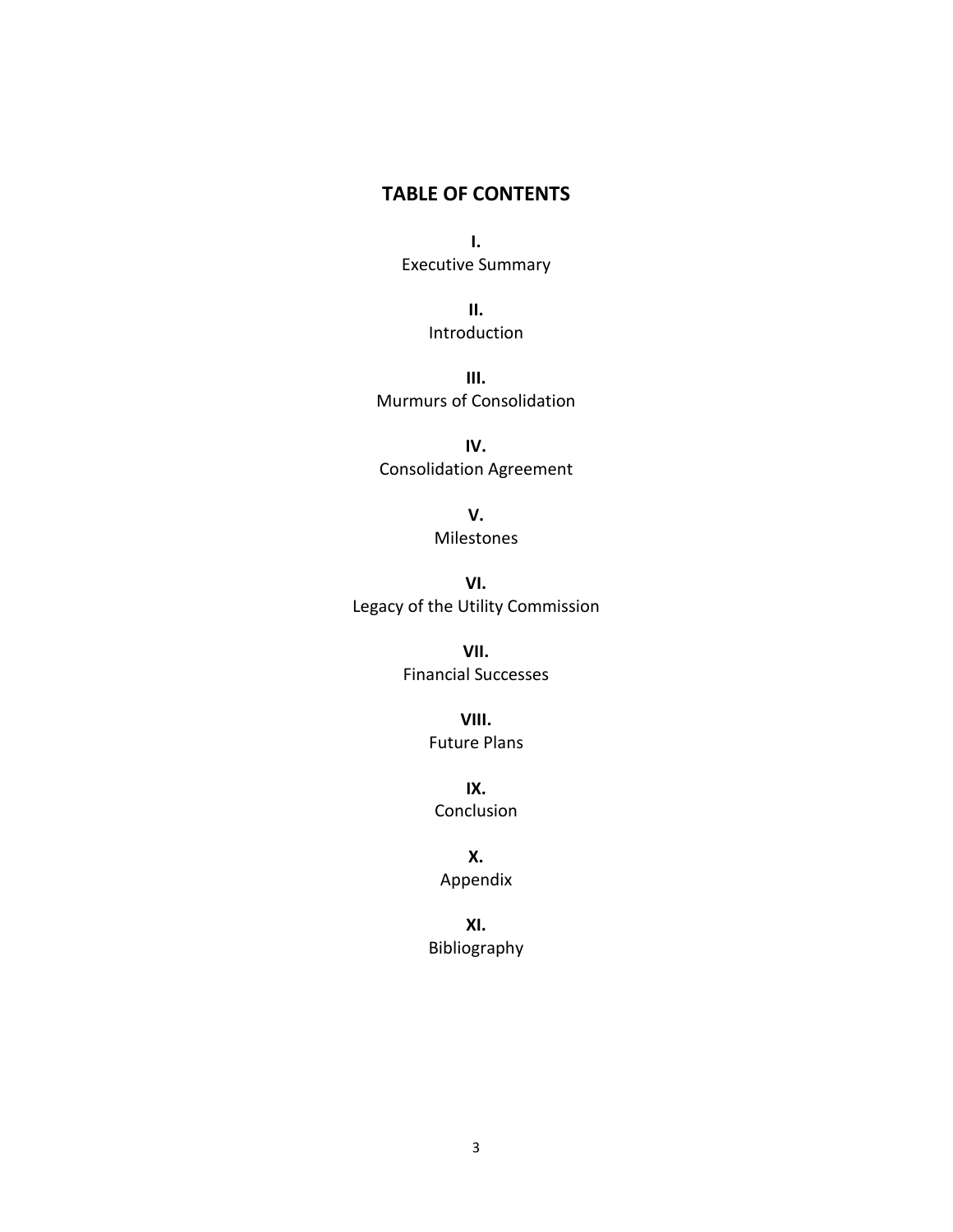## TABLE OF CONTENTS

**I.**
Executive Summary

**II.**
Introduction

**III.**
Murmurs of Consolidation

**IV.**
Consolidation Agreement

**V.**
Milestones

**VI.**
Legacy of the Utility Commission

**VII.**
Financial Successes

**VIII.**
Future Plans

**IX.**
Conclusion

**X.**
Appendix

**XI.**
Bibliography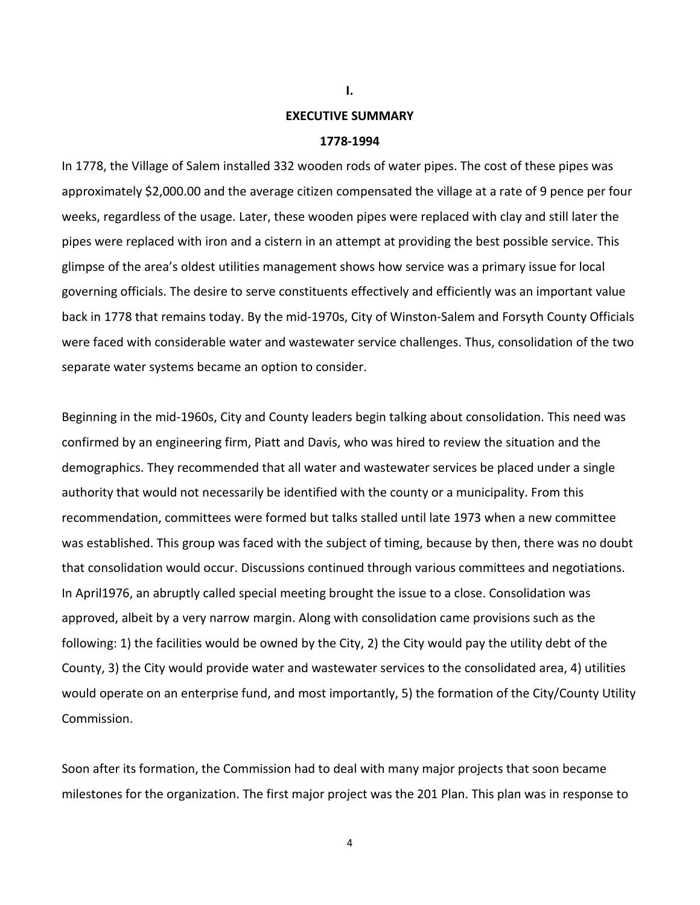# I.

# EXECUTIVE SUMMARY

## 1778-1994

In 1778, the Village of Salem installed 332 wooden rods of water pipes. The cost of these pipes was approximately $2,000.00 and the average citizen compensated the village at a rate of 9 pence per four weeks, regardless of the usage. Later, these wooden pipes were replaced with clay and still later the pipes were replaced with iron and a cistern in an attempt at providing the best possible service. This glimpse of the area's oldest utilities management shows how service was a primary issue for local governing officials. The desire to serve constituents effectively and efficiently was an important value back in 1778 that remains today. By the mid-1970s, City of Winston-Salem and Forsyth County Officials were faced with considerable water and wastewater service challenges. Thus, consolidation of the two separate water systems became an option to consider.

Beginning in the mid-1960s, City and County leaders begin talking about consolidation. This need was confirmed by an engineering firm, Piatt and Davis, who was hired to review the situation and the demographics. They recommended that all water and wastewater services be placed under a single authority that would not necessarily be identified with the county or a municipality. From this recommendation, committees were formed but talks stalled until late 1973 when a new committee was established. This group was faced with the subject of timing, because by then, there was no doubt that consolidation would occur. Discussions continued through various committees and negotiations. In April1976, an abruptly called special meeting brought the issue to a close. Consolidation was approved, albeit by a very narrow margin. Along with consolidation came provisions such as the following: 1) the facilities would be owned by the City, 2) the City would pay the utility debt of the County, 3) the City would provide water and wastewater services to the consolidated area, 4) utilities would operate on an enterprise fund, and most importantly, 5) the formation of the City/County Utility Commission.

Soon after its formation, the Commission had to deal with many major projects that soon became milestones for the organization. The first major project was the 201 Plan. This plan was in response to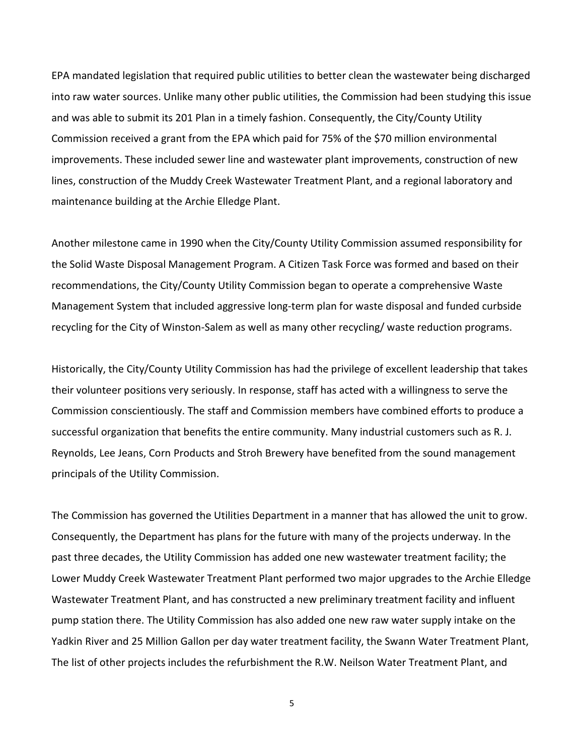EPA mandated legislation that required public utilities to better clean the wastewater being discharged into raw water sources. Unlike many other public utilities, the Commission had been studying this issue and was able to submit its 201 Plan in a timely fashion. Consequently, the City/County Utility Commission received a grant from the EPA which paid for 75% of the $70 million environmental improvements. These included sewer line and wastewater plant improvements, construction of new lines, construction of the Muddy Creek Wastewater Treatment Plant, and a regional laboratory and maintenance building at the Archie Elledge Plant.

Another milestone came in 1990 when the City/County Utility Commission assumed responsibility for the Solid Waste Disposal Management Program. A Citizen Task Force was formed and based on their recommendations, the City/County Utility Commission began to operate a comprehensive Waste Management System that included aggressive long-term plan for waste disposal and funded curbside recycling for the City of Winston-Salem as well as many other recycling/ waste reduction programs.

Historically, the City/County Utility Commission has had the privilege of excellent leadership that takes their volunteer positions very seriously. In response, staff has acted with a willingness to serve the Commission conscientiously. The staff and Commission members have combined efforts to produce a successful organization that benefits the entire community. Many industrial customers such as R. J. Reynolds, Lee Jeans, Corn Products and Stroh Brewery have benefited from the sound management principals of the Utility Commission.

The Commission has governed the Utilities Department in a manner that has allowed the unit to grow. Consequently, the Department has plans for the future with many of the projects underway. In the past three decades, the Utility Commission has added one new wastewater treatment facility; the Lower Muddy Creek Wastewater Treatment Plant performed two major upgrades to the Archie Elledge Wastewater Treatment Plant, and has constructed a new preliminary treatment facility and influent pump station there. The Utility Commission has also added one new raw water supply intake on the Yadkin River and 25 Million Gallon per day water treatment facility, the Swann Water Treatment Plant, The list of other projects includes the refurbishment the R.W. Neilson Water Treatment Plant, and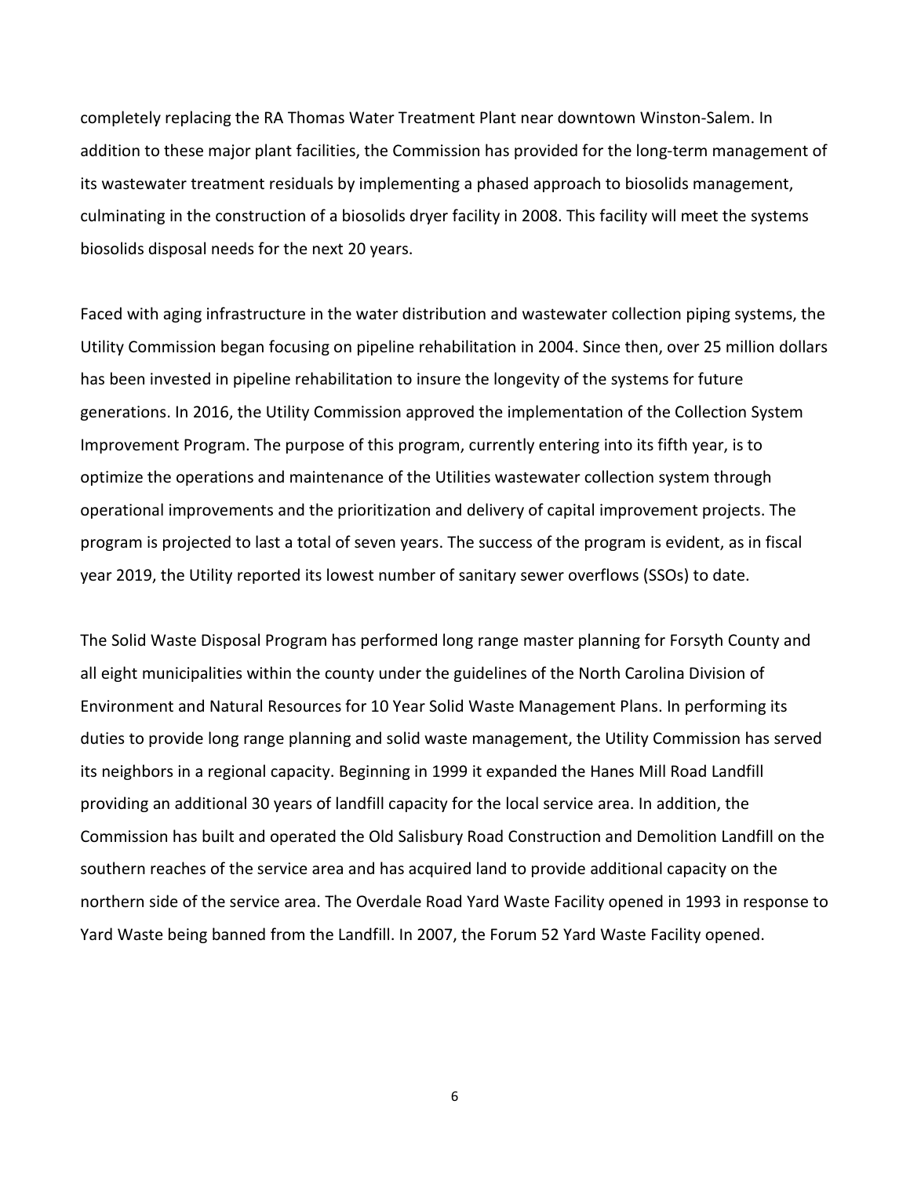completely replacing the RA Thomas Water Treatment Plant near downtown Winston-Salem. In addition to these major plant facilities, the Commission has provided for the long-term management of its wastewater treatment residuals by implementing a phased approach to biosolids management, culminating in the construction of a biosolids dryer facility in 2008. This facility will meet the systems biosolids disposal needs for the next 20 years.

Faced with aging infrastructure in the water distribution and wastewater collection piping systems, the Utility Commission began focusing on pipeline rehabilitation in 2004. Since then, over 25 million dollars has been invested in pipeline rehabilitation to insure the longevity of the systems for future generations. In 2016, the Utility Commission approved the implementation of the Collection System Improvement Program. The purpose of this program, currently entering into its fifth year, is to optimize the operations and maintenance of the Utilities wastewater collection system through operational improvements and the prioritization and delivery of capital improvement projects. The program is projected to last a total of seven years. The success of the program is evident, as in fiscal year 2019, the Utility reported its lowest number of sanitary sewer overflows (SSOs) to date.

The Solid Waste Disposal Program has performed long range master planning for Forsyth County and all eight municipalities within the county under the guidelines of the North Carolina Division of Environment and Natural Resources for 10 Year Solid Waste Management Plans. In performing its duties to provide long range planning and solid waste management, the Utility Commission has served its neighbors in a regional capacity. Beginning in 1999 it expanded the Hanes Mill Road Landfill providing an additional 30 years of landfill capacity for the local service area. In addition, the Commission has built and operated the Old Salisbury Road Construction and Demolition Landfill on the southern reaches of the service area and has acquired land to provide additional capacity on the northern side of the service area. The Overdale Road Yard Waste Facility opened in 1993 in response to Yard Waste being banned from the Landfill. In 2007, the Forum 52 Yard Waste Facility opened.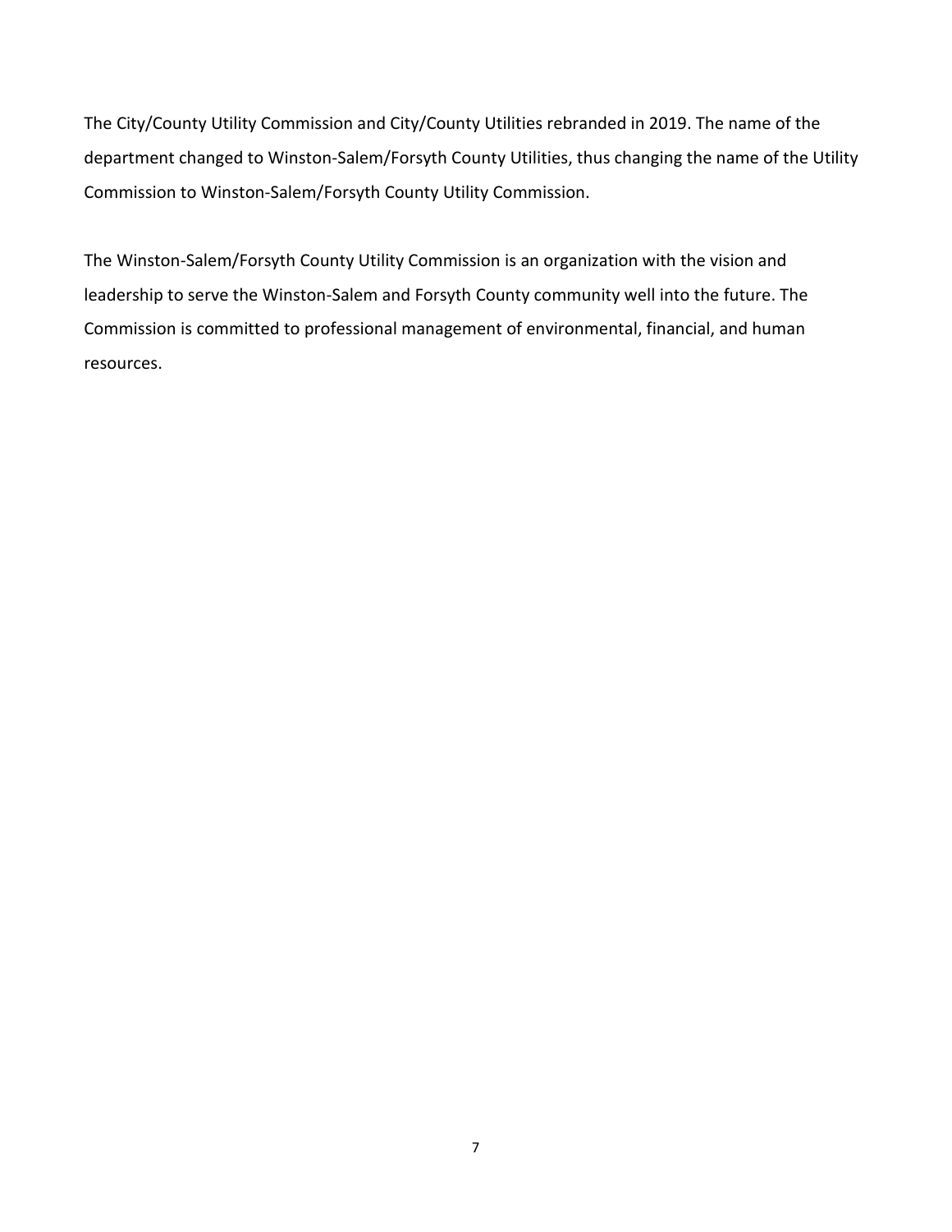The City/County Utility Commission and City/County Utilities rebranded in 2019. The name of the department changed to Winston-Salem/Forsyth County Utilities, thus changing the name of the Utility Commission to Winston-Salem/Forsyth County Utility Commission.

The Winston-Salem/Forsyth County Utility Commission is an organization with the vision and leadership to serve the Winston-Salem and Forsyth County community well into the future. The Commission is committed to professional management of environmental, financial, and human resources.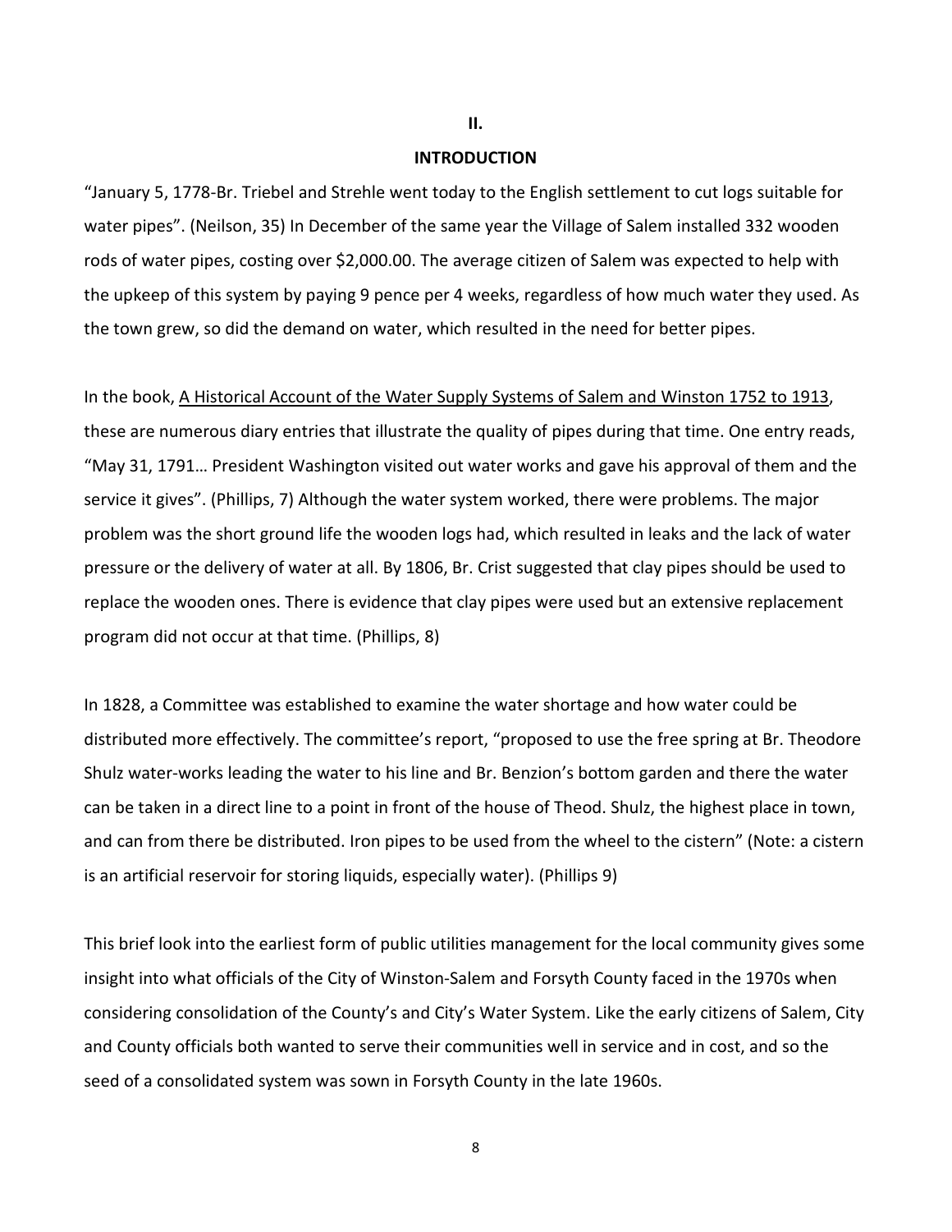## II.

## INTRODUCTION

"January 5, 1778-Br. Triebel and Strehle went today to the English settlement to cut logs suitable for water pipes". (Neilson, 35) In December of the same year the Village of Salem installed 332 wooden rods of water pipes, costing over $2,000.00. The average citizen of Salem was expected to help with the upkeep of this system by paying 9 pence per 4 weeks, regardless of how much water they used. As the town grew, so did the demand on water, which resulted in the need for better pipes.

In the book, A Historical Account of the Water Supply Systems of Salem and Winston 1752 to 1913, these are numerous diary entries that illustrate the quality of pipes during that time. One entry reads, "May 31, 1791… President Washington visited out water works and gave his approval of them and the service it gives". (Phillips, 7) Although the water system worked, there were problems. The major problem was the short ground life the wooden logs had, which resulted in leaks and the lack of water pressure or the delivery of water at all. By 1806, Br. Crist suggested that clay pipes should be used to replace the wooden ones. There is evidence that clay pipes were used but an extensive replacement program did not occur at that time. (Phillips, 8)

In 1828, a Committee was established to examine the water shortage and how water could be distributed more effectively. The committee's report, "proposed to use the free spring at Br. Theodore Shulz water-works leading the water to his line and Br. Benzion's bottom garden and there the water can be taken in a direct line to a point in front of the house of Theod. Shulz, the highest place in town, and can from there be distributed. Iron pipes to be used from the wheel to the cistern" (Note: a cistern is an artificial reservoir for storing liquids, especially water). (Phillips 9)

This brief look into the earliest form of public utilities management for the local community gives some insight into what officials of the City of Winston-Salem and Forsyth County faced in the 1970s when considering consolidation of the County's and City's Water System. Like the early citizens of Salem, City and County officials both wanted to serve their communities well in service and in cost, and so the seed of a consolidated system was sown in Forsyth County in the late 1960s.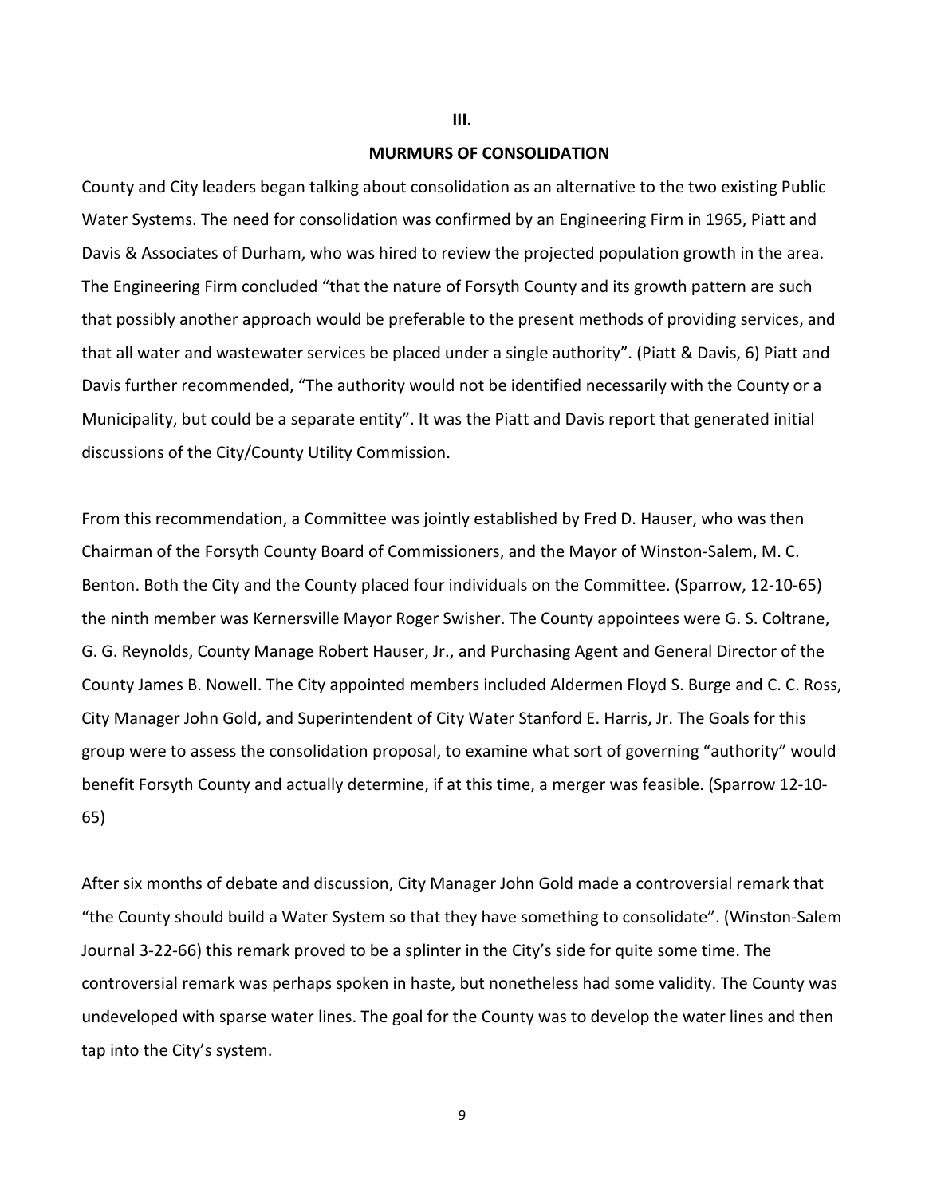## III.

## MURMURS OF CONSOLIDATION

County and City leaders began talking about consolidation as an alternative to the two existing Public Water Systems. The need for consolidation was confirmed by an Engineering Firm in 1965, Piatt and Davis & Associates of Durham, who was hired to review the projected population growth in the area. The Engineering Firm concluded "that the nature of Forsyth County and its growth pattern are such that possibly another approach would be preferable to the present methods of providing services, and that all water and wastewater services be placed under a single authority". (Piatt & Davis, 6) Piatt and Davis further recommended, "The authority would not be identified necessarily with the County or a Municipality, but could be a separate entity". It was the Piatt and Davis report that generated initial discussions of the City/County Utility Commission.

From this recommendation, a Committee was jointly established by Fred D. Hauser, who was then Chairman of the Forsyth County Board of Commissioners, and the Mayor of Winston-Salem, M. C. Benton. Both the City and the County placed four individuals on the Committee. (Sparrow, 12-10-65) the ninth member was Kernersville Mayor Roger Swisher. The County appointees were G. S. Coltrane, G. G. Reynolds, County Manage Robert Hauser, Jr., and Purchasing Agent and General Director of the County James B. Nowell. The City appointed members included Aldermen Floyd S. Burge and C. C. Ross, City Manager John Gold, and Superintendent of City Water Stanford E. Harris, Jr. The Goals for this group were to assess the consolidation proposal, to examine what sort of governing "authority" would benefit Forsyth County and actually determine, if at this time, a merger was feasible. (Sparrow 12-10-65)

After six months of debate and discussion, City Manager John Gold made a controversial remark that "the County should build a Water System so that they have something to consolidate". (Winston-Salem Journal 3-22-66) this remark proved to be a splinter in the City's side for quite some time. The controversial remark was perhaps spoken in haste, but nonetheless had some validity. The County was undeveloped with sparse water lines. The goal for the County was to develop the water lines and then tap into the City's system.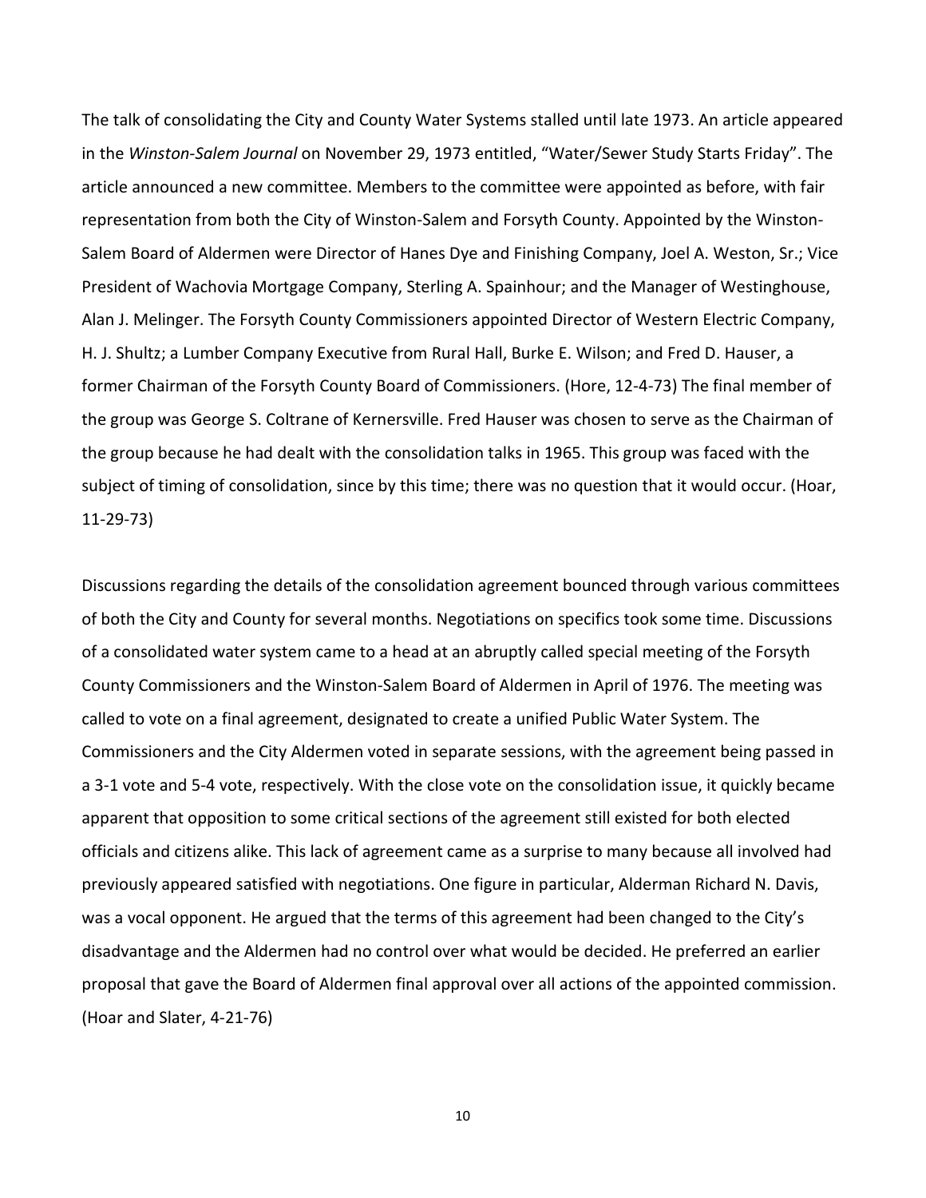The talk of consolidating the City and County Water Systems stalled until late 1973. An article appeared in the *Winston-Salem Journal* on November 29, 1973 entitled, "Water/Sewer Study Starts Friday". The article announced a new committee. Members to the committee were appointed as before, with fair representation from both the City of Winston-Salem and Forsyth County. Appointed by the Winston-Salem Board of Aldermen were Director of Hanes Dye and Finishing Company, Joel A. Weston, Sr.; Vice President of Wachovia Mortgage Company, Sterling A. Spainhour; and the Manager of Westinghouse, Alan J. Melinger. The Forsyth County Commissioners appointed Director of Western Electric Company, H. J. Shultz; a Lumber Company Executive from Rural Hall, Burke E. Wilson; and Fred D. Hauser, a former Chairman of the Forsyth County Board of Commissioners. (Hore, 12-4-73) The final member of the group was George S. Coltrane of Kernersville. Fred Hauser was chosen to serve as the Chairman of the group because he had dealt with the consolidation talks in 1965. This group was faced with the subject of timing of consolidation, since by this time; there was no question that it would occur. (Hoar, 11-29-73)

Discussions regarding the details of the consolidation agreement bounced through various committees of both the City and County for several months. Negotiations on specifics took some time. Discussions of a consolidated water system came to a head at an abruptly called special meeting of the Forsyth County Commissioners and the Winston-Salem Board of Aldermen in April of 1976. The meeting was called to vote on a final agreement, designated to create a unified Public Water System. The Commissioners and the City Aldermen voted in separate sessions, with the agreement being passed in a 3-1 vote and 5-4 vote, respectively. With the close vote on the consolidation issue, it quickly became apparent that opposition to some critical sections of the agreement still existed for both elected officials and citizens alike. This lack of agreement came as a surprise to many because all involved had previously appeared satisfied with negotiations. One figure in particular, Alderman Richard N. Davis, was a vocal opponent. He argued that the terms of this agreement had been changed to the City's disadvantage and the Aldermen had no control over what would be decided. He preferred an earlier proposal that gave the Board of Aldermen final approval over all actions of the appointed commission. (Hoar and Slater, 4-21-76)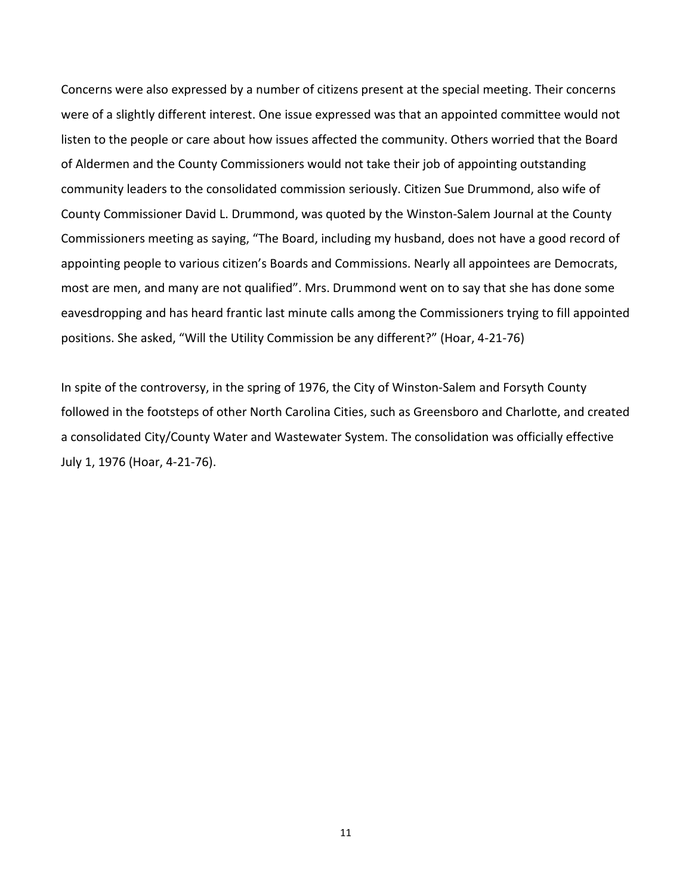Concerns were also expressed by a number of citizens present at the special meeting. Their concerns were of a slightly different interest. One issue expressed was that an appointed committee would not listen to the people or care about how issues affected the community. Others worried that the Board of Aldermen and the County Commissioners would not take their job of appointing outstanding community leaders to the consolidated commission seriously. Citizen Sue Drummond, also wife of County Commissioner David L. Drummond, was quoted by the Winston-Salem Journal at the County Commissioners meeting as saying, "The Board, including my husband, does not have a good record of appointing people to various citizen's Boards and Commissions. Nearly all appointees are Democrats, most are men, and many are not qualified". Mrs. Drummond went on to say that she has done some eavesdropping and has heard frantic last minute calls among the Commissioners trying to fill appointed positions. She asked, "Will the Utility Commission be any different?" (Hoar, 4-21-76)

In spite of the controversy, in the spring of 1976, the City of Winston-Salem and Forsyth County followed in the footsteps of other North Carolina Cities, such as Greensboro and Charlotte, and created a consolidated City/County Water and Wastewater System. The consolidation was officially effective July 1, 1976 (Hoar, 4-21-76).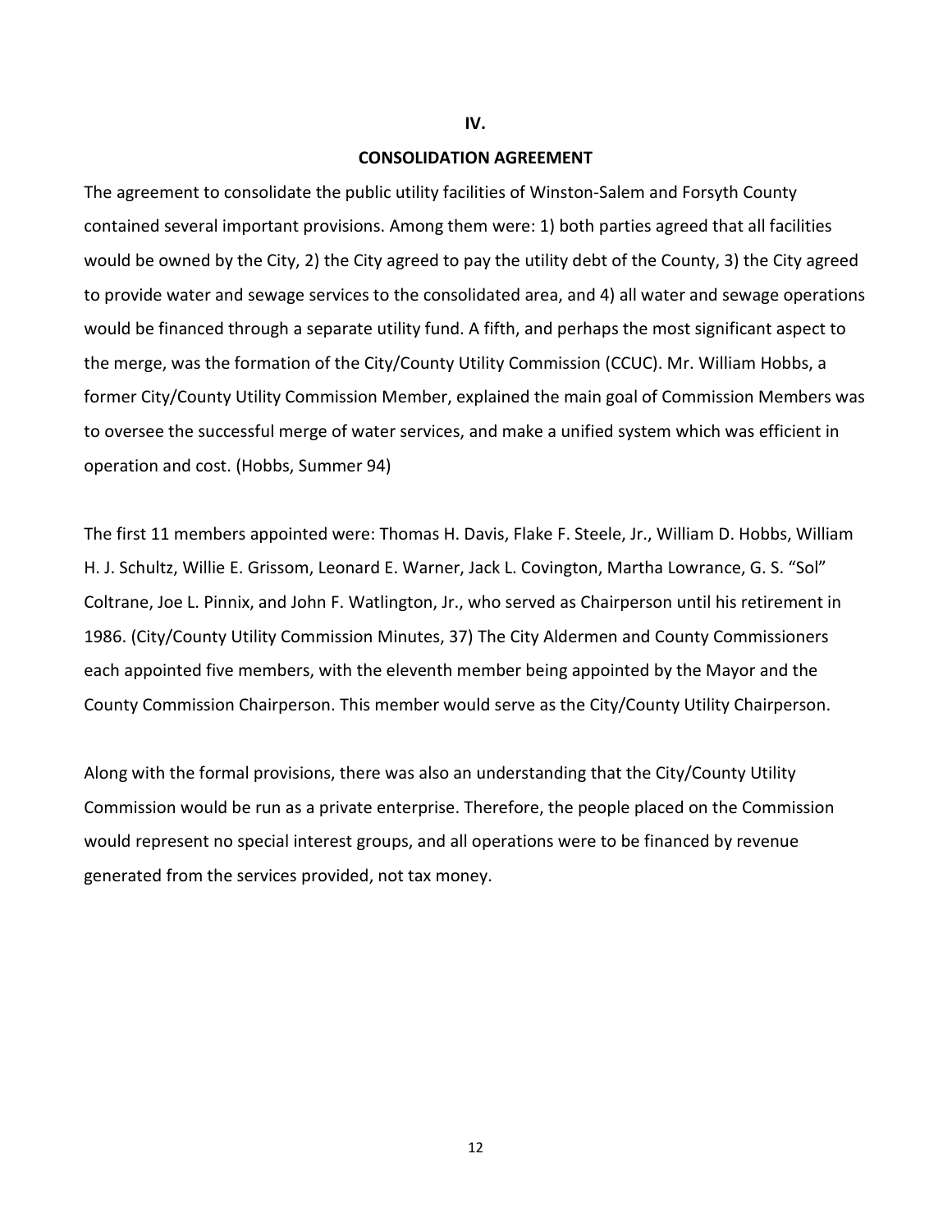## IV.

## CONSOLIDATION AGREEMENT

The agreement to consolidate the public utility facilities of Winston-Salem and Forsyth County contained several important provisions. Among them were: 1) both parties agreed that all facilities would be owned by the City, 2) the City agreed to pay the utility debt of the County, 3) the City agreed to provide water and sewage services to the consolidated area, and 4) all water and sewage operations would be financed through a separate utility fund. A fifth, and perhaps the most significant aspect to the merge, was the formation of the City/County Utility Commission (CCUC). Mr. William Hobbs, a former City/County Utility Commission Member, explained the main goal of Commission Members was to oversee the successful merge of water services, and make a unified system which was efficient in operation and cost. (Hobbs, Summer 94)

The first 11 members appointed were: Thomas H. Davis, Flake F. Steele, Jr., William D. Hobbs, William H. J. Schultz, Willie E. Grissom, Leonard E. Warner, Jack L. Covington, Martha Lowrance, G. S. "Sol" Coltrane, Joe L. Pinnix, and John F. Watlington, Jr., who served as Chairperson until his retirement in 1986. (City/County Utility Commission Minutes, 37) The City Aldermen and County Commissioners each appointed five members, with the eleventh member being appointed by the Mayor and the County Commission Chairperson. This member would serve as the City/County Utility Chairperson.

Along with the formal provisions, there was also an understanding that the City/County Utility Commission would be run as a private enterprise. Therefore, the people placed on the Commission would represent no special interest groups, and all operations were to be financed by revenue generated from the services provided, not tax money.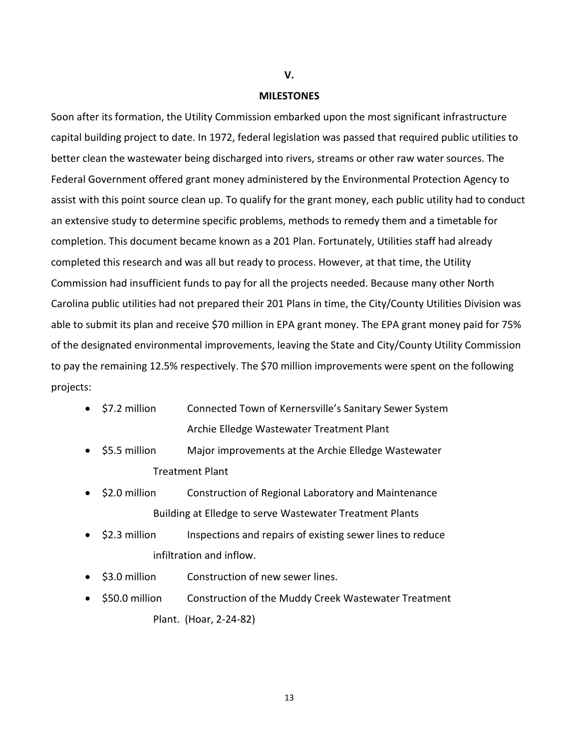## V.

## MILESTONES

Soon after its formation, the Utility Commission embarked upon the most significant infrastructure capital building project to date. In 1972, federal legislation was passed that required public utilities to better clean the wastewater being discharged into rivers, streams or other raw water sources. The Federal Government offered grant money administered by the Environmental Protection Agency to assist with this point source clean up. To qualify for the grant money, each public utility had to conduct an extensive study to determine specific problems, methods to remedy them and a timetable for completion. This document became known as a 201 Plan. Fortunately, Utilities staff had already completed this research and was all but ready to process. However, at that time, the Utility Commission had insufficient funds to pay for all the projects needed. Because many other North Carolina public utilities had not prepared their 201 Plans in time, the City/County Utilities Division was able to submit its plan and receive $70 million in EPA grant money. The EPA grant money paid for 75% of the designated environmental improvements, leaving the State and City/County Utility Commission to pay the remaining 12.5% respectively. The $70 million improvements were spent on the following projects:

- $7.2 million Connected Town of Kernersville's Sanitary Sewer System Archie Elledge Wastewater Treatment Plant
- $5.5 million Major improvements at the Archie Elledge Wastewater Treatment Plant
- $2.0 million Construction of Regional Laboratory and Maintenance Building at Elledge to serve Wastewater Treatment Plants
- $2.3 million Inspections and repairs of existing sewer lines to reduce infiltration and inflow.
- $3.0 million Construction of new sewer lines.
- $50.0 million Construction of the Muddy Creek Wastewater Treatment Plant. (Hoar, 2-24-82)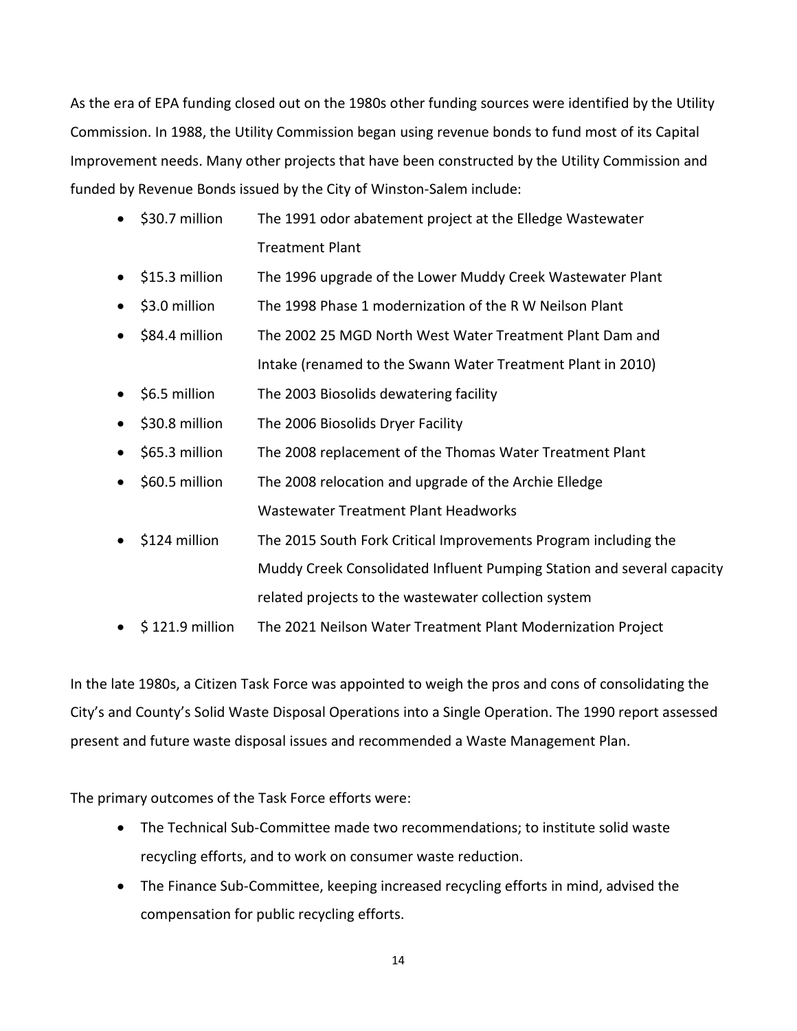As the era of EPA funding closed out on the 1980s other funding sources were identified by the Utility Commission. In 1988, the Utility Commission began using revenue bonds to fund most of its Capital Improvement needs. Many other projects that have been constructed by the Utility Commission and funded by Revenue Bonds issued by the City of Winston-Salem include:

- $30.7 million — The 1991 odor abatement project at the Elledge Wastewater Treatment Plant
- $15.3 million — The 1996 upgrade of the Lower Muddy Creek Wastewater Plant
- $3.0 million — The 1998 Phase 1 modernization of the R W Neilson Plant
- $84.4 million — The 2002 25 MGD North West Water Treatment Plant Dam and Intake (renamed to the Swann Water Treatment Plant in 2010)
- $6.5 million — The 2003 Biosolids dewatering facility
- $30.8 million — The 2006 Biosolids Dryer Facility
- $65.3 million — The 2008 replacement of the Thomas Water Treatment Plant
- $60.5 million — The 2008 relocation and upgrade of the Archie Elledge Wastewater Treatment Plant Headworks
- $124 million — The 2015 South Fork Critical Improvements Program including the Muddy Creek Consolidated Influent Pumping Station and several capacity related projects to the wastewater collection system
- $ 121.9 million — The 2021 Neilson Water Treatment Plant Modernization Project

In the late 1980s, a Citizen Task Force was appointed to weigh the pros and cons of consolidating the City's and County's Solid Waste Disposal Operations into a Single Operation. The 1990 report assessed present and future waste disposal issues and recommended a Waste Management Plan.

The primary outcomes of the Task Force efforts were:

- The Technical Sub-Committee made two recommendations; to institute solid waste recycling efforts, and to work on consumer waste reduction.
- The Finance Sub-Committee, keeping increased recycling efforts in mind, advised the compensation for public recycling efforts.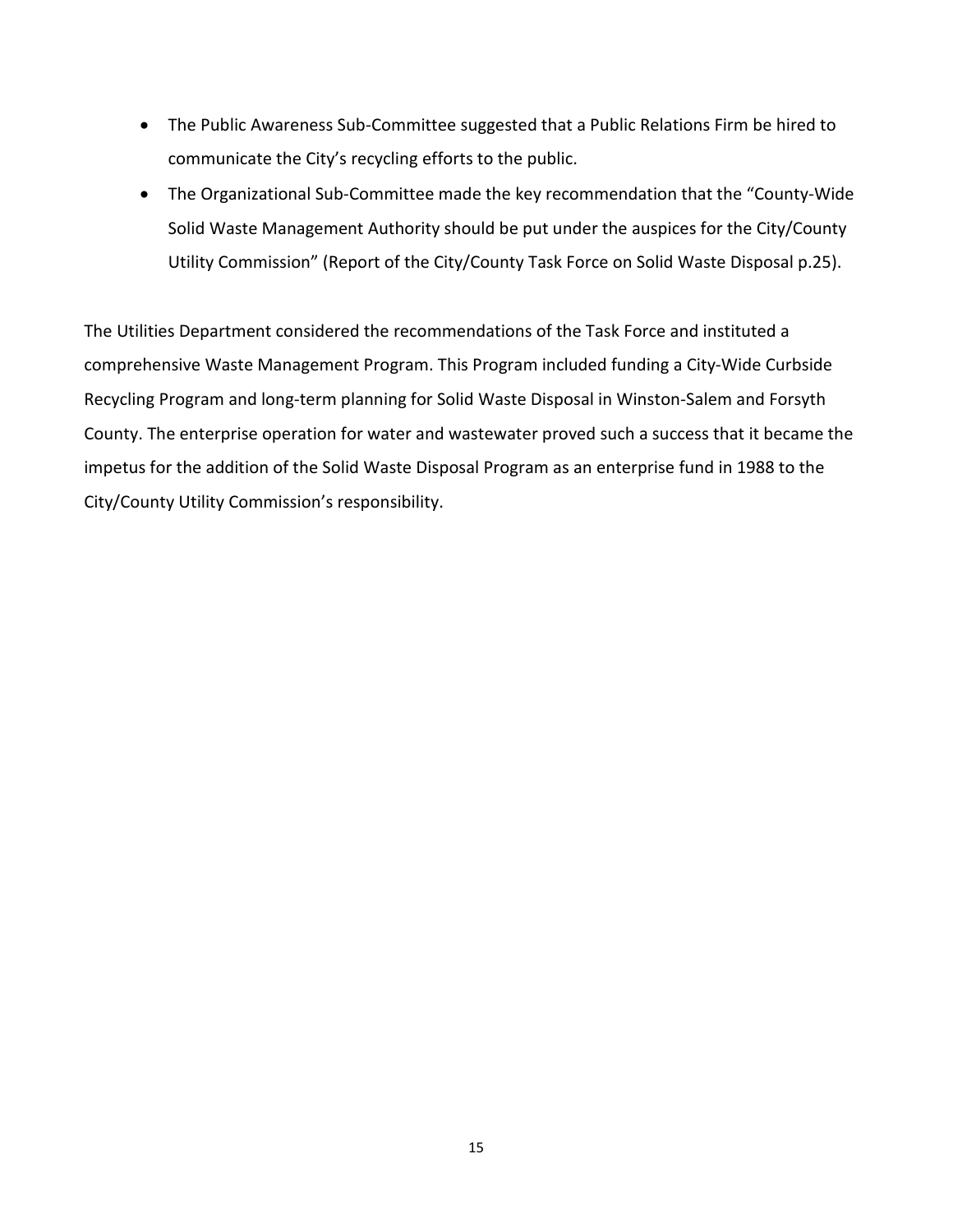- The Public Awareness Sub-Committee suggested that a Public Relations Firm be hired to communicate the City's recycling efforts to the public.
- The Organizational Sub-Committee made the key recommendation that the "County-Wide Solid Waste Management Authority should be put under the auspices for the City/County Utility Commission" (Report of the City/County Task Force on Solid Waste Disposal p.25).

The Utilities Department considered the recommendations of the Task Force and instituted a comprehensive Waste Management Program. This Program included funding a City-Wide Curbside Recycling Program and long-term planning for Solid Waste Disposal in Winston-Salem and Forsyth County. The enterprise operation for water and wastewater proved such a success that it became the impetus for the addition of the Solid Waste Disposal Program as an enterprise fund in 1988 to the City/County Utility Commission's responsibility.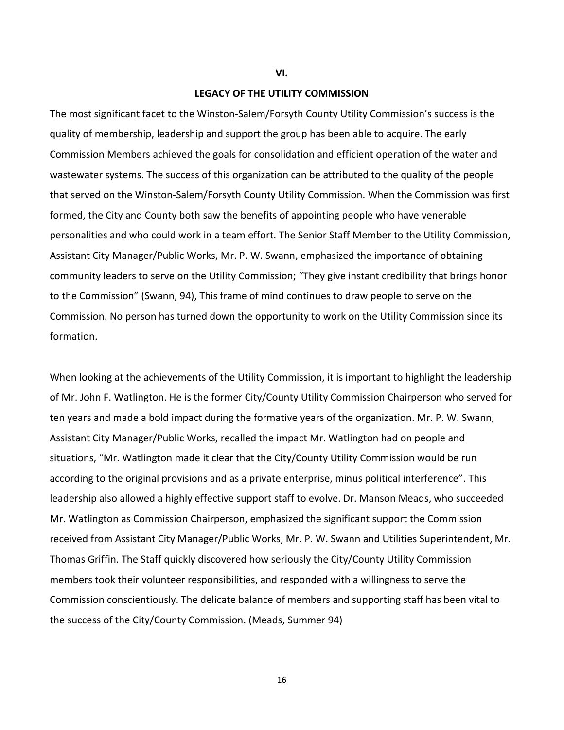## VI.

## LEGACY OF THE UTILITY COMMISSION

The most significant facet to the Winston-Salem/Forsyth County Utility Commission's success is the quality of membership, leadership and support the group has been able to acquire. The early Commission Members achieved the goals for consolidation and efficient operation of the water and wastewater systems. The success of this organization can be attributed to the quality of the people that served on the Winston-Salem/Forsyth County Utility Commission. When the Commission was first formed, the City and County both saw the benefits of appointing people who have venerable personalities and who could work in a team effort. The Senior Staff Member to the Utility Commission, Assistant City Manager/Public Works, Mr. P. W. Swann, emphasized the importance of obtaining community leaders to serve on the Utility Commission; "They give instant credibility that brings honor to the Commission" (Swann, 94), This frame of mind continues to draw people to serve on the Commission. No person has turned down the opportunity to work on the Utility Commission since its formation.

When looking at the achievements of the Utility Commission, it is important to highlight the leadership of Mr. John F. Watlington. He is the former City/County Utility Commission Chairperson who served for ten years and made a bold impact during the formative years of the organization. Mr. P. W. Swann, Assistant City Manager/Public Works, recalled the impact Mr. Watlington had on people and situations, "Mr. Watlington made it clear that the City/County Utility Commission would be run according to the original provisions and as a private enterprise, minus political interference". This leadership also allowed a highly effective support staff to evolve. Dr. Manson Meads, who succeeded Mr. Watlington as Commission Chairperson, emphasized the significant support the Commission received from Assistant City Manager/Public Works, Mr. P. W. Swann and Utilities Superintendent, Mr. Thomas Griffin. The Staff quickly discovered how seriously the City/County Utility Commission members took their volunteer responsibilities, and responded with a willingness to serve the Commission conscientiously. The delicate balance of members and supporting staff has been vital to the success of the City/County Commission. (Meads, Summer 94)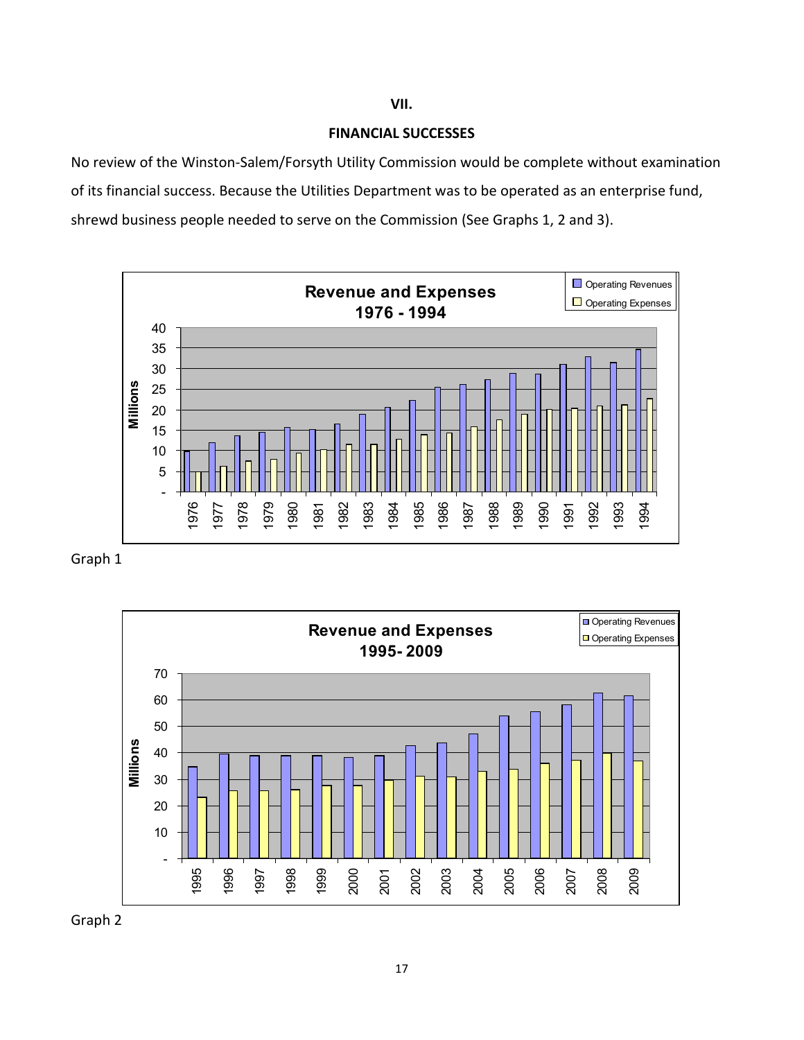# VII.

## FINANCIAL SUCCESSES

No review of the Winston-Salem/Forsyth Utility Commission would be complete without examination of its financial success. Because the Utilities Department was to be operated as an enterprise fund, shrewd business people needed to serve on the Commission (See Graphs 1, 2 and 3).

Graph 1

Graph 2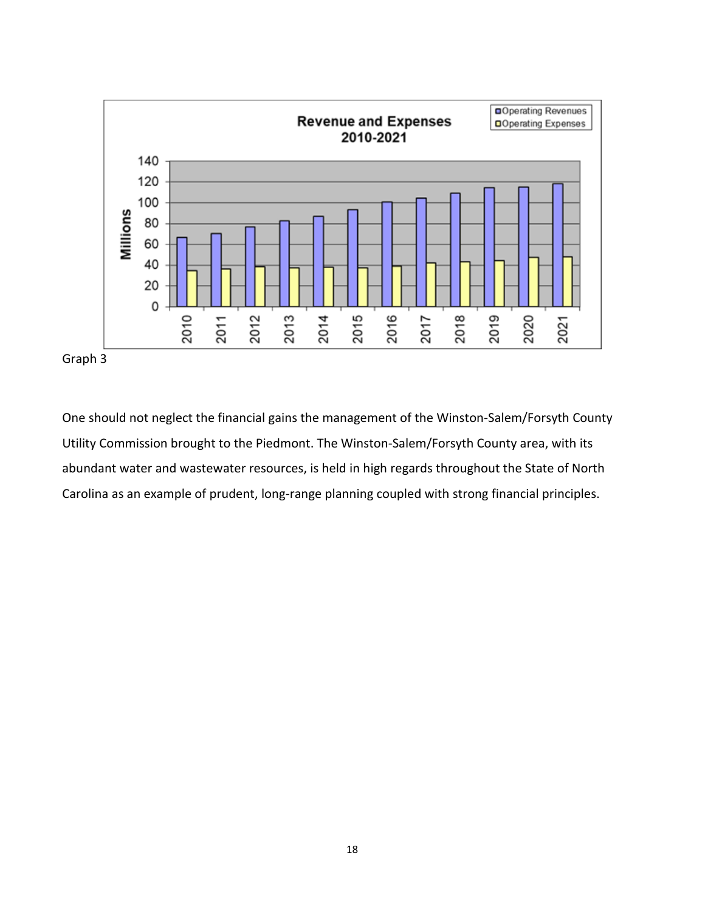Graph 3

One should not neglect the financial gains the management of the Winston-Salem/Forsyth County Utility Commission brought to the Piedmont. The Winston-Salem/Forsyth County area, with its abundant water and wastewater resources, is held in high regards throughout the State of North Carolina as an example of prudent, long-range planning coupled with strong financial principles.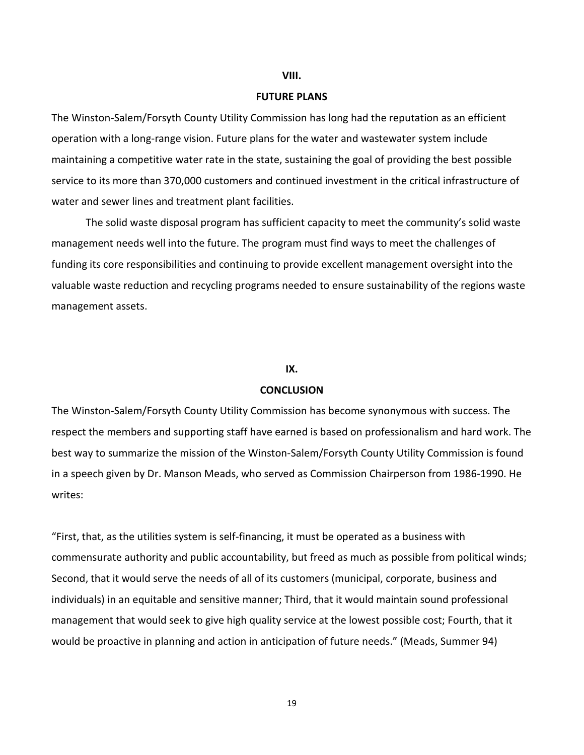## VIII.

## FUTURE PLANS

The Winston-Salem/Forsyth County Utility Commission has long had the reputation as an efficient operation with a long-range vision. Future plans for the water and wastewater system include maintaining a competitive water rate in the state, sustaining the goal of providing the best possible service to its more than 370,000 customers and continued investment in the critical infrastructure of water and sewer lines and treatment plant facilities.

The solid waste disposal program has sufficient capacity to meet the community's solid waste management needs well into the future. The program must find ways to meet the challenges of funding its core responsibilities and continuing to provide excellent management oversight into the valuable waste reduction and recycling programs needed to ensure sustainability of the regions waste management assets.

## IX.

## CONCLUSION

The Winston-Salem/Forsyth County Utility Commission has become synonymous with success. The respect the members and supporting staff have earned is based on professionalism and hard work. The best way to summarize the mission of the Winston-Salem/Forsyth County Utility Commission is found in a speech given by Dr. Manson Meads, who served as Commission Chairperson from 1986-1990. He writes:

"First, that, as the utilities system is self-financing, it must be operated as a business with commensurate authority and public accountability, but freed as much as possible from political winds; Second, that it would serve the needs of all of its customers (municipal, corporate, business and individuals) in an equitable and sensitive manner; Third, that it would maintain sound professional management that would seek to give high quality service at the lowest possible cost; Fourth, that it would be proactive in planning and action in anticipation of future needs." (Meads, Summer 94)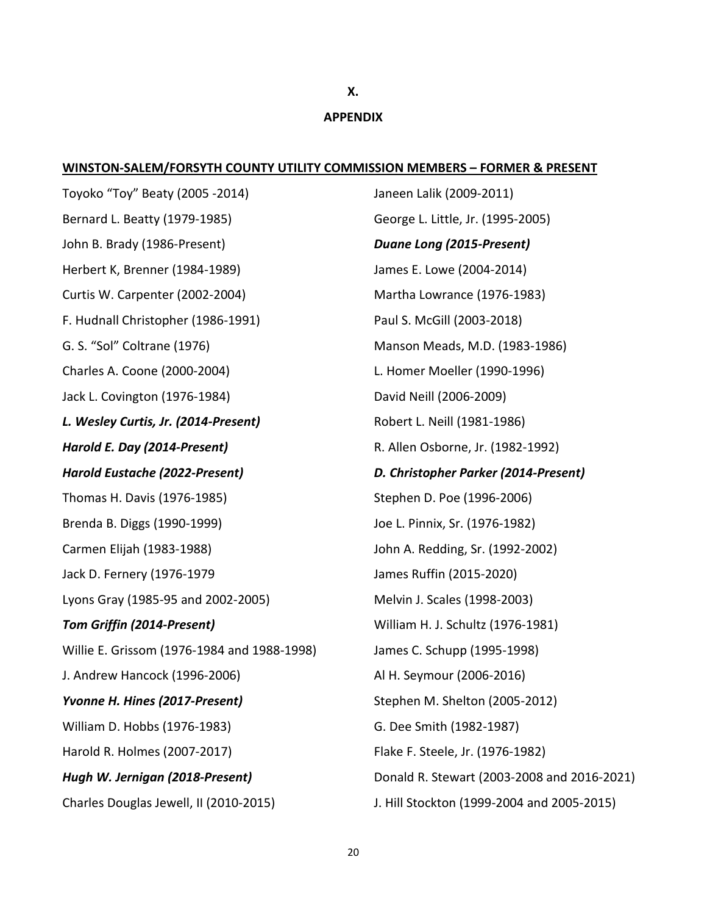# X.

# APPENDIX

**WINSTON-SALEM/FORSYTH COUNTY UTILITY COMMISSION MEMBERS – FORMER & PRESENT**

Toyoko "Toy" Beaty (2005 -2014)

Bernard L. Beatty (1979-1985)

John B. Brady (1986-Present)

Herbert K, Brenner (1984-1989)

Curtis W. Carpenter (2002-2004)

F. Hudnall Christopher (1986-1991)

G. S. "Sol" Coltrane (1976)

Charles A. Coone (2000-2004)

Jack L. Covington (1976-1984)

***L. Wesley Curtis, Jr. (2014-Present)***

***Harold E. Day (2014-Present)***

***Harold Eustache (2022-Present)***

Thomas H. Davis (1976-1985)

Brenda B. Diggs (1990-1999)

Carmen Elijah (1983-1988)

Jack D. Fernery (1976-1979

Lyons Gray (1985-95 and 2002-2005)

***Tom Griffin (2014-Present)***

Willie E. Grissom (1976-1984 and 1988-1998)

J. Andrew Hancock (1996-2006)

***Yvonne H. Hines (2017-Present)***

William D. Hobbs (1976-1983)

Harold R. Holmes (2007-2017)

***Hugh W. Jernigan (2018-Present)***

Charles Douglas Jewell, II (2010-2015)

Janeen Lalik (2009-2011)

George L. Little, Jr. (1995-2005)

***Duane Long (2015-Present)***

James E. Lowe (2004-2014)

Martha Lowrance (1976-1983)

Paul S. McGill (2003-2018)

Manson Meads, M.D. (1983-1986)

L. Homer Moeller (1990-1996)

David Neill (2006-2009)

Robert L. Neill (1981-1986)

R. Allen Osborne, Jr. (1982-1992)

***D. Christopher Parker (2014-Present)***

Stephen D. Poe (1996-2006)

Joe L. Pinnix, Sr. (1976-1982)

John A. Redding, Sr. (1992-2002)

James Ruffin (2015-2020)

Melvin J. Scales (1998-2003)

William H. J. Schultz (1976-1981)

James C. Schupp (1995-1998)

Al H. Seymour (2006-2016)

Stephen M. Shelton (2005-2012)

G. Dee Smith (1982-1987)

Flake F. Steele, Jr. (1976-1982)

Donald R. Stewart (2003-2008 and 2016-2021)

J. Hill Stockton (1999-2004 and 2005-2015)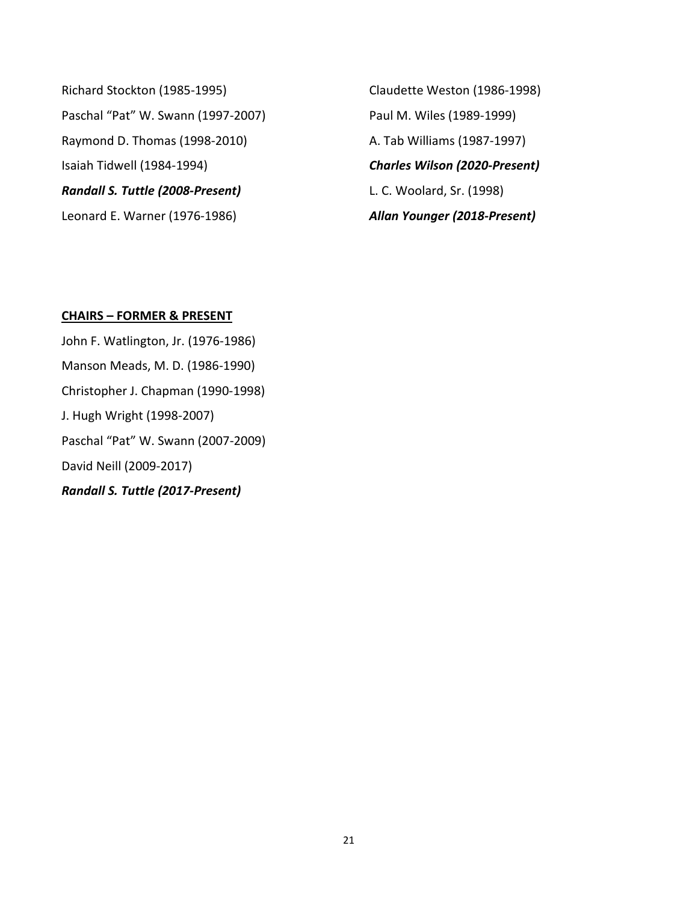Richard Stockton (1985-1995)

Paschal “Pat” W. Swann (1997-2007)

Raymond D. Thomas (1998-2010)

Isaiah Tidwell (1984-1994)

***Randall S. Tuttle (2008-Present)***

Leonard E. Warner (1976-1986)

Claudette Weston (1986-1998)

Paul M. Wiles (1989-1999)

A. Tab Williams (1987-1997)

***Charles Wilson (2020-Present)***

L. C. Woolard, Sr. (1998)

***Allan Younger (2018-Present)***

**<u>CHAIRS – FORMER & PRESENT</u>**

John F. Watlington, Jr. (1976-1986)

Manson Meads, M. D. (1986-1990)

Christopher J. Chapman (1990-1998)

J. Hugh Wright (1998-2007)

Paschal “Pat” W. Swann (2007-2009)

David Neill (2009-2017)

***Randall S. Tuttle (2017-Present)***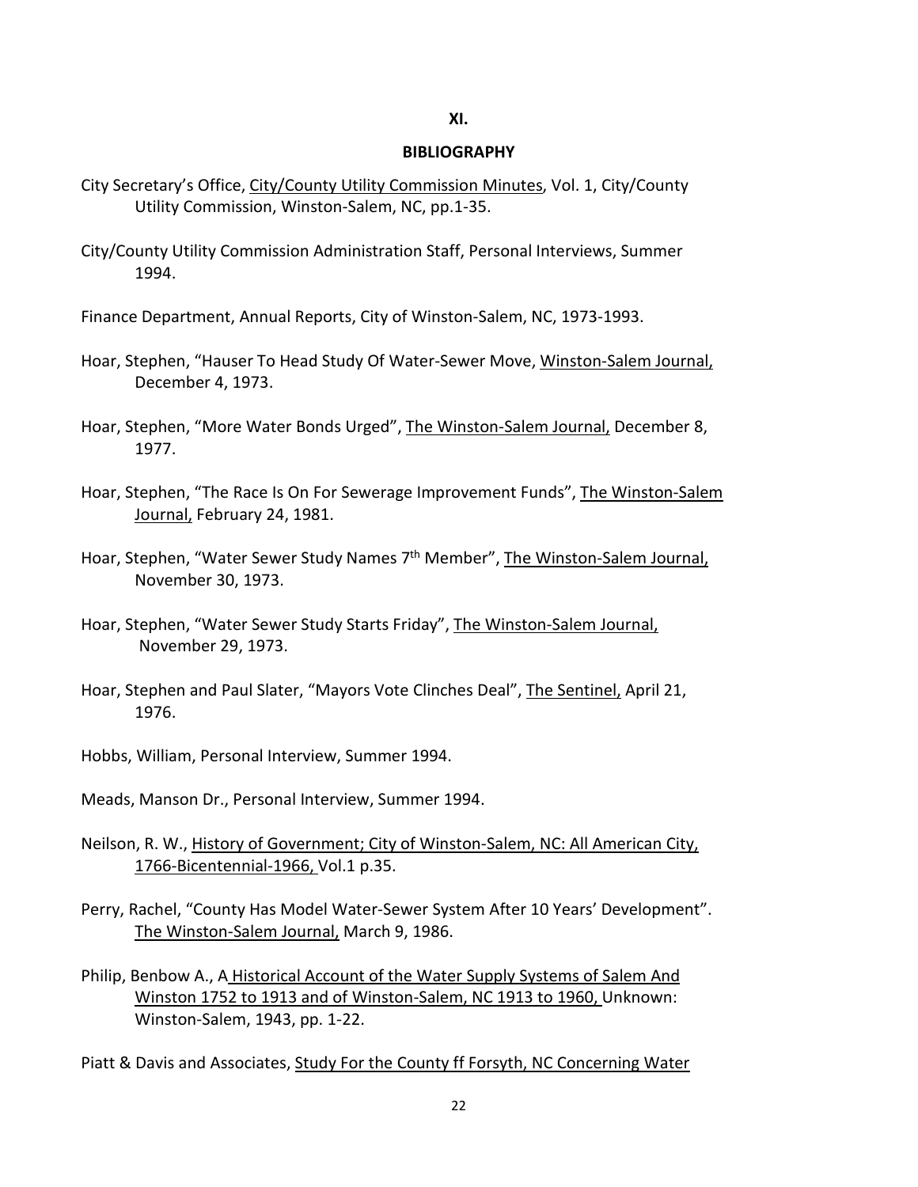## XI.

## BIBLIOGRAPHY

City Secretary's Office, City/County Utility Commission Minutes, Vol. 1, City/County Utility Commission, Winston-Salem, NC, pp.1-35.

City/County Utility Commission Administration Staff, Personal Interviews, Summer 1994.

Finance Department, Annual Reports, City of Winston-Salem, NC, 1973-1993.

Hoar, Stephen, "Hauser To Head Study Of Water-Sewer Move, Winston-Salem Journal, December 4, 1973.

Hoar, Stephen, "More Water Bonds Urged", The Winston-Salem Journal, December 8, 1977.

Hoar, Stephen, "The Race Is On For Sewerage Improvement Funds", The Winston-Salem Journal, February 24, 1981.

Hoar, Stephen, "Water Sewer Study Names 7th Member", The Winston-Salem Journal, November 30, 1973.

Hoar, Stephen, "Water Sewer Study Starts Friday", The Winston-Salem Journal, November 29, 1973.

Hoar, Stephen and Paul Slater, "Mayors Vote Clinches Deal", The Sentinel, April 21, 1976.

Hobbs, William, Personal Interview, Summer 1994.

Meads, Manson Dr., Personal Interview, Summer 1994.

Neilson, R. W., History of Government; City of Winston-Salem, NC: All American City, 1766-Bicentennial-1966, Vol.1 p.35.

Perry, Rachel, "County Has Model Water-Sewer System After 10 Years' Development". The Winston-Salem Journal, March 9, 1986.

Philip, Benbow A., A Historical Account of the Water Supply Systems of Salem And Winston 1752 to 1913 and of Winston-Salem, NC 1913 to 1960, Unknown: Winston-Salem, 1943, pp. 1-22.

Piatt & Davis and Associates, Study For the County ff Forsyth, NC Concerning Water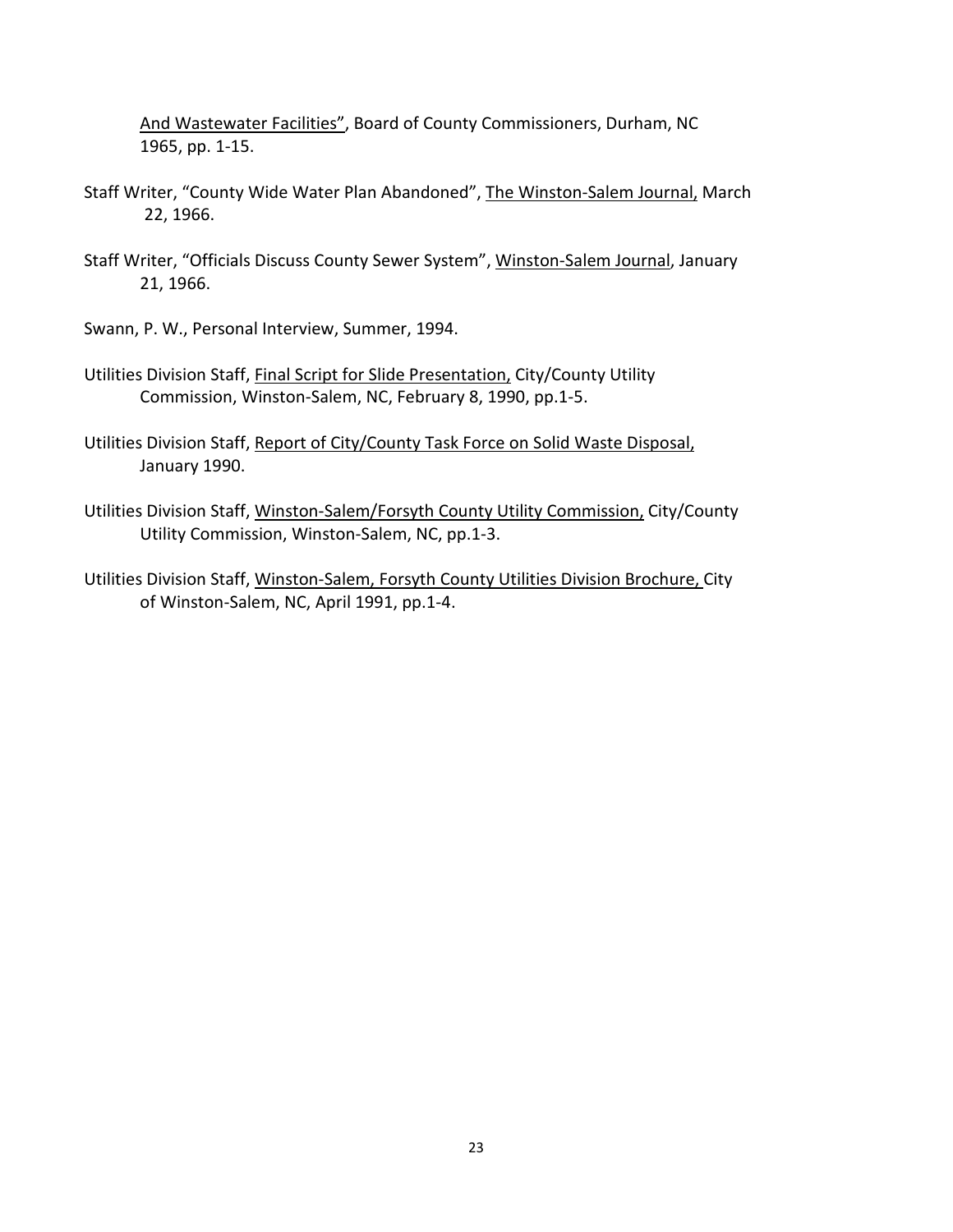And Wastewater Facilities", Board of County Commissioners, Durham, NC 1965, pp. 1-15.

Staff Writer, "County Wide Water Plan Abandoned", The Winston-Salem Journal, March 22, 1966.

Staff Writer, "Officials Discuss County Sewer System", Winston-Salem Journal, January 21, 1966.

Swann, P. W., Personal Interview, Summer, 1994.

Utilities Division Staff, Final Script for Slide Presentation, City/County Utility Commission, Winston-Salem, NC, February 8, 1990, pp.1-5.

Utilities Division Staff, Report of City/County Task Force on Solid Waste Disposal, January 1990.

Utilities Division Staff, Winston-Salem/Forsyth County Utility Commission, City/County Utility Commission, Winston-Salem, NC, pp.1-3.

Utilities Division Staff, Winston-Salem, Forsyth County Utilities Division Brochure, City of Winston-Salem, NC, April 1991, pp.1-4.